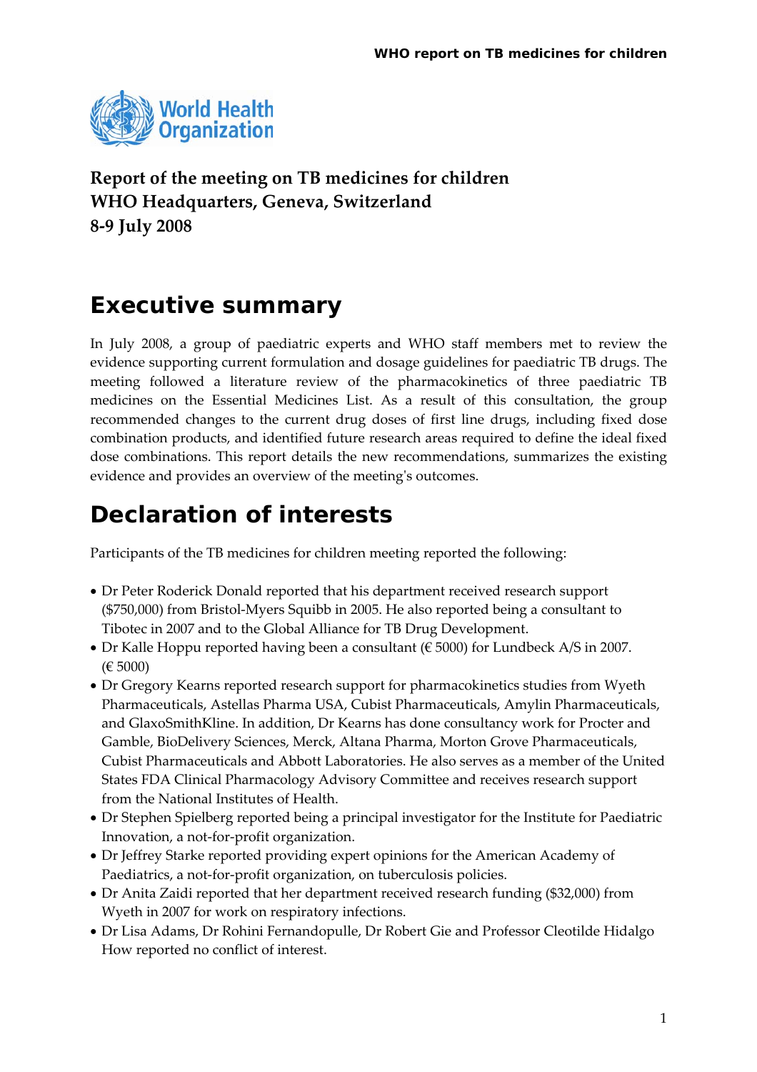**Report of the meeting on TB medicines for children**
**WHO Headquarters, Geneva, Switzerland**
**8-9 July 2008**

# Executive summary

In July 2008, a group of paediatric experts and WHO staff members met to review the evidence supporting current formulation and dosage guidelines for paediatric TB drugs. The meeting followed a literature review of the pharmacokinetics of three paediatric TB medicines on the Essential Medicines List. As a result of this consultation, the group recommended changes to the current drug doses of first line drugs, including fixed dose combination products, and identified future research areas required to define the ideal fixed dose combinations. This report details the new recommendations, summarizes the existing evidence and provides an overview of the meeting's outcomes.

# Declaration of interests

Participants of the TB medicines for children meeting reported the following:

- Dr Peter Roderick Donald reported that his department received research support ($750,000) from Bristol-Myers Squibb in 2005. He also reported being a consultant to Tibotec in 2007 and to the Global Alliance for TB Drug Development.
- Dr Kalle Hoppu reported having been a consultant (€ 5000) for Lundbeck A/S in 2007. (€ 5000)
- Dr Gregory Kearns reported research support for pharmacokinetics studies from Wyeth Pharmaceuticals, Astellas Pharma USA, Cubist Pharmaceuticals, Amylin Pharmaceuticals, and GlaxoSmithKline. In addition, Dr Kearns has done consultancy work for Procter and Gamble, BioDelivery Sciences, Merck, Altana Pharma, Morton Grove Pharmaceuticals, Cubist Pharmaceuticals and Abbott Laboratories. He also serves as a member of the United States FDA Clinical Pharmacology Advisory Committee and receives research support from the National Institutes of Health.
- Dr Stephen Spielberg reported being a principal investigator for the Institute for Paediatric Innovation, a not-for-profit organization.
- Dr Jeffrey Starke reported providing expert opinions for the American Academy of Paediatrics, a not-for-profit organization, on tuberculosis policies.
- Dr Anita Zaidi reported that her department received research funding ($32,000) from Wyeth in 2007 for work on respiratory infections.
- Dr Lisa Adams, Dr Rohini Fernandopulle, Dr Robert Gie and Professor Cleotilde Hidalgo How reported no conflict of interest.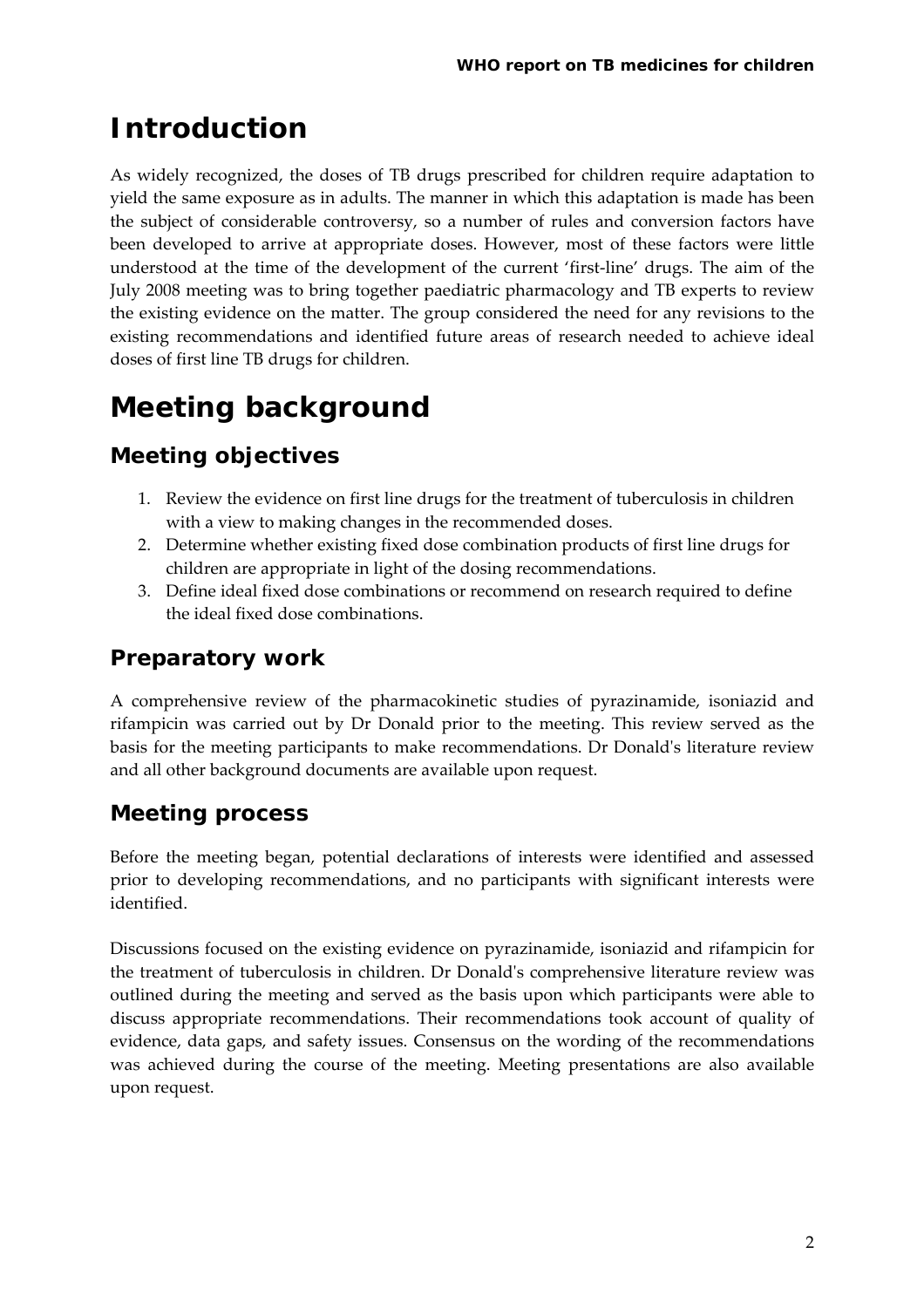# Introduction

As widely recognized, the doses of TB drugs prescribed for children require adaptation to yield the same exposure as in adults. The manner in which this adaptation is made has been the subject of considerable controversy, so a number of rules and conversion factors have been developed to arrive at appropriate doses. However, most of these factors were little understood at the time of the development of the current 'first-line' drugs. The aim of the July 2008 meeting was to bring together paediatric pharmacology and TB experts to review the existing evidence on the matter. The group considered the need for any revisions to the existing recommendations and identified future areas of research needed to achieve ideal doses of first line TB drugs for children.

# Meeting background

## Meeting objectives

1. Review the evidence on first line drugs for the treatment of tuberculosis in children with a view to making changes in the recommended doses.
2. Determine whether existing fixed dose combination products of first line drugs for children are appropriate in light of the dosing recommendations.
3. Define ideal fixed dose combinations or recommend on research required to define the ideal fixed dose combinations.

## Preparatory work

A comprehensive review of the pharmacokinetic studies of pyrazinamide, isoniazid and rifampicin was carried out by Dr Donald prior to the meeting. This review served as the basis for the meeting participants to make recommendations. Dr Donald's literature review and all other background documents are available upon request.

## Meeting process

Before the meeting began, potential declarations of interests were identified and assessed prior to developing recommendations, and no participants with significant interests were identified.

Discussions focused on the existing evidence on pyrazinamide, isoniazid and rifampicin for the treatment of tuberculosis in children. Dr Donald's comprehensive literature review was outlined during the meeting and served as the basis upon which participants were able to discuss appropriate recommendations. Their recommendations took account of quality of evidence, data gaps, and safety issues. Consensus on the wording of the recommendations was achieved during the course of the meeting. Meeting presentations are also available upon request.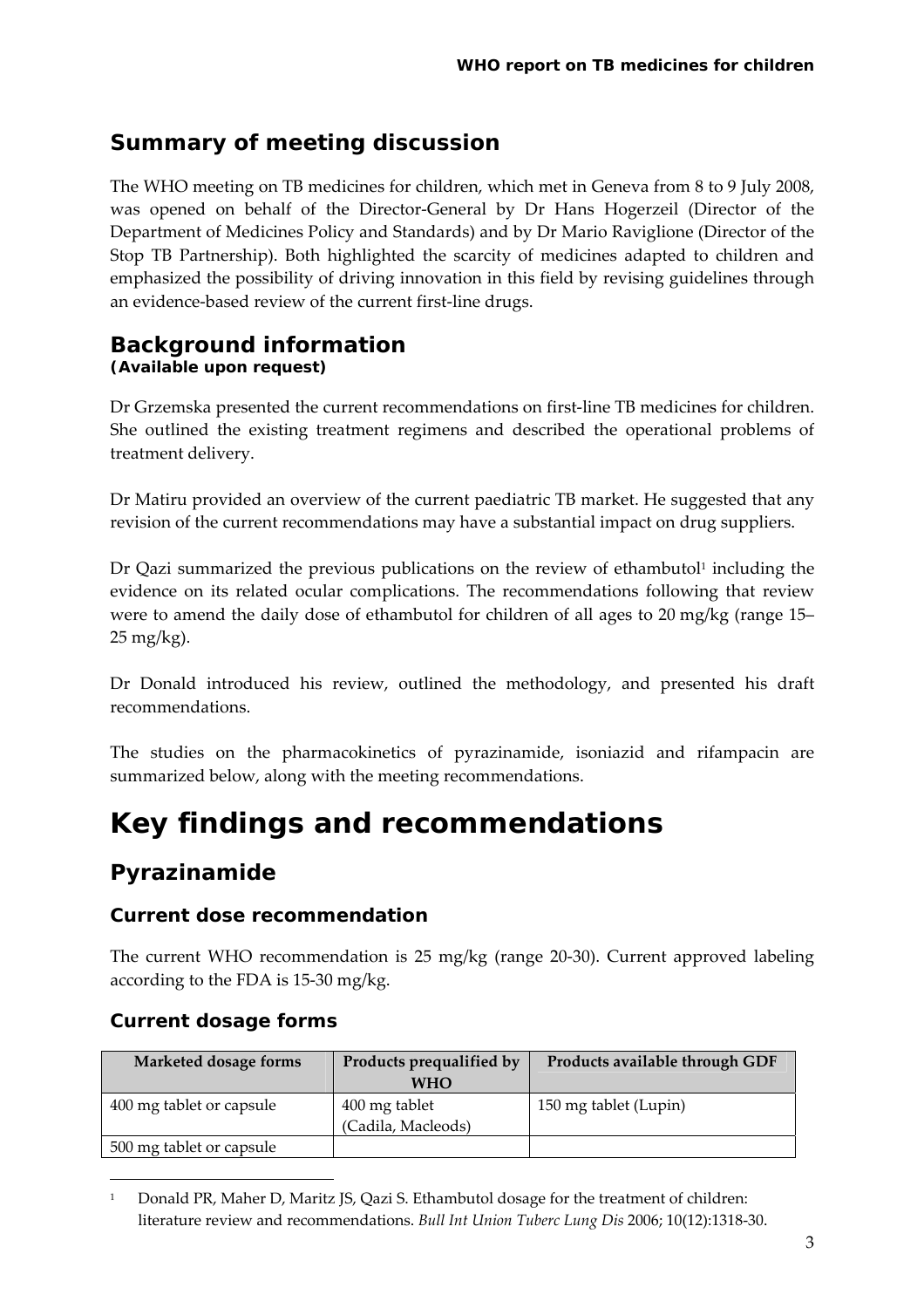## Summary of meeting discussion

The WHO meeting on TB medicines for children, which met in Geneva from 8 to 9 July 2008, was opened on behalf of the Director-General by Dr Hans Hogerzeil (Director of the Department of Medicines Policy and Standards) and by Dr Mario Raviglione (Director of the Stop TB Partnership). Both highlighted the scarcity of medicines adapted to children and emphasized the possibility of driving innovation in this field by revising guidelines through an evidence-based review of the current first-line drugs.

## Background information
**(Available upon request)**

Dr Grzemska presented the current recommendations on first-line TB medicines for children. She outlined the existing treatment regimens and described the operational problems of treatment delivery.

Dr Matiru provided an overview of the current paediatric TB market. He suggested that any revision of the current recommendations may have a substantial impact on drug suppliers.

Dr Qazi summarized the previous publications on the review of ethambutol[1] including the evidence on its related ocular complications. The recommendations following that review were to amend the daily dose of ethambutol for children of all ages to 20 mg/kg (range 15–25 mg/kg).

Dr Donald introduced his review, outlined the methodology, and presented his draft recommendations.

The studies on the pharmacokinetics of pyrazinamide, isoniazid and rifampacin are summarized below, along with the meeting recommendations.

# Key findings and recommendations

## Pyrazinamide

### Current dose recommendation

The current WHO recommendation is 25 mg/kg (range 20-30). Current approved labeling according to the FDA is 15-30 mg/kg.

### Current dosage forms

| Marketed dosage forms | Products prequalified by WHO | Products available through GDF |
|---|---|---|
| 400 mg tablet or capsule | 400 mg tablet (Cadila, Macleods) | 150 mg tablet (Lupin) |
| 500 mg tablet or capsule | | |

[1] Donald PR, Maher D, Maritz JS, Qazi S. Ethambutol dosage for the treatment of children: literature review and recommendations. *Bull Int Union Tuberc Lung Dis* 2006; 10(12):1318-30.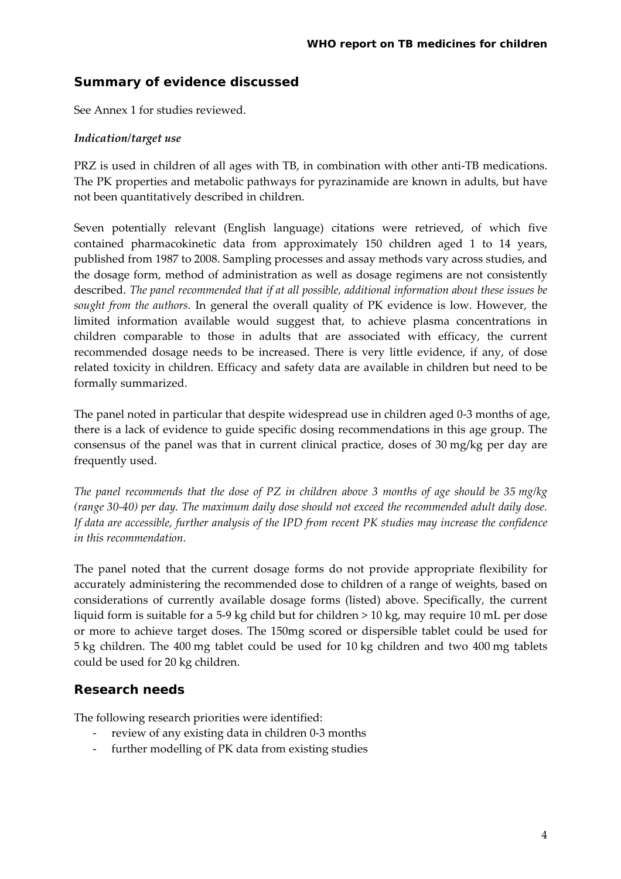## Summary of evidence discussed

See Annex 1 for studies reviewed.

### *Indication/target use*

PRZ is used in children of all ages with TB, in combination with other anti-TB medications. The PK properties and metabolic pathways for pyrazinamide are known in adults, but have not been quantitatively described in children.

Seven potentially relevant (English language) citations were retrieved, of which five contained pharmacokinetic data from approximately 150 children aged 1 to 14 years, published from 1987 to 2008. Sampling processes and assay methods vary across studies, and the dosage form, method of administration as well as dosage regimens are not consistently described. *The panel recommended that if at all possible, additional information about these issues be sought from the authors.* In general the overall quality of PK evidence is low. However, the limited information available would suggest that, to achieve plasma concentrations in children comparable to those in adults that are associated with efficacy, the current recommended dosage needs to be increased. There is very little evidence, if any, of dose related toxicity in children. Efficacy and safety data are available in children but need to be formally summarized.

The panel noted in particular that despite widespread use in children aged 0-3 months of age, there is a lack of evidence to guide specific dosing recommendations in this age group. The consensus of the panel was that in current clinical practice, doses of 30 mg/kg per day are frequently used.

*The panel recommends that the dose of PZ in children above 3 months of age should be 35 mg/kg (range 30-40) per day. The maximum daily dose should not exceed the recommended adult daily dose. If data are accessible, further analysis of the IPD from recent PK studies may increase the confidence in this recommendation.*

The panel noted that the current dosage forms do not provide appropriate flexibility for accurately administering the recommended dose to children of a range of weights, based on considerations of currently available dosage forms (listed) above. Specifically, the current liquid form is suitable for a 5-9 kg child but for children > 10 kg, may require 10 mL per dose or more to achieve target doses. The 150mg scored or dispersible tablet could be used for 5 kg children. The 400 mg tablet could be used for 10 kg children and two 400 mg tablets could be used for 20 kg children.

## Research needs

The following research priorities were identified:

- review of any existing data in children 0-3 months
- further modelling of PK data from existing studies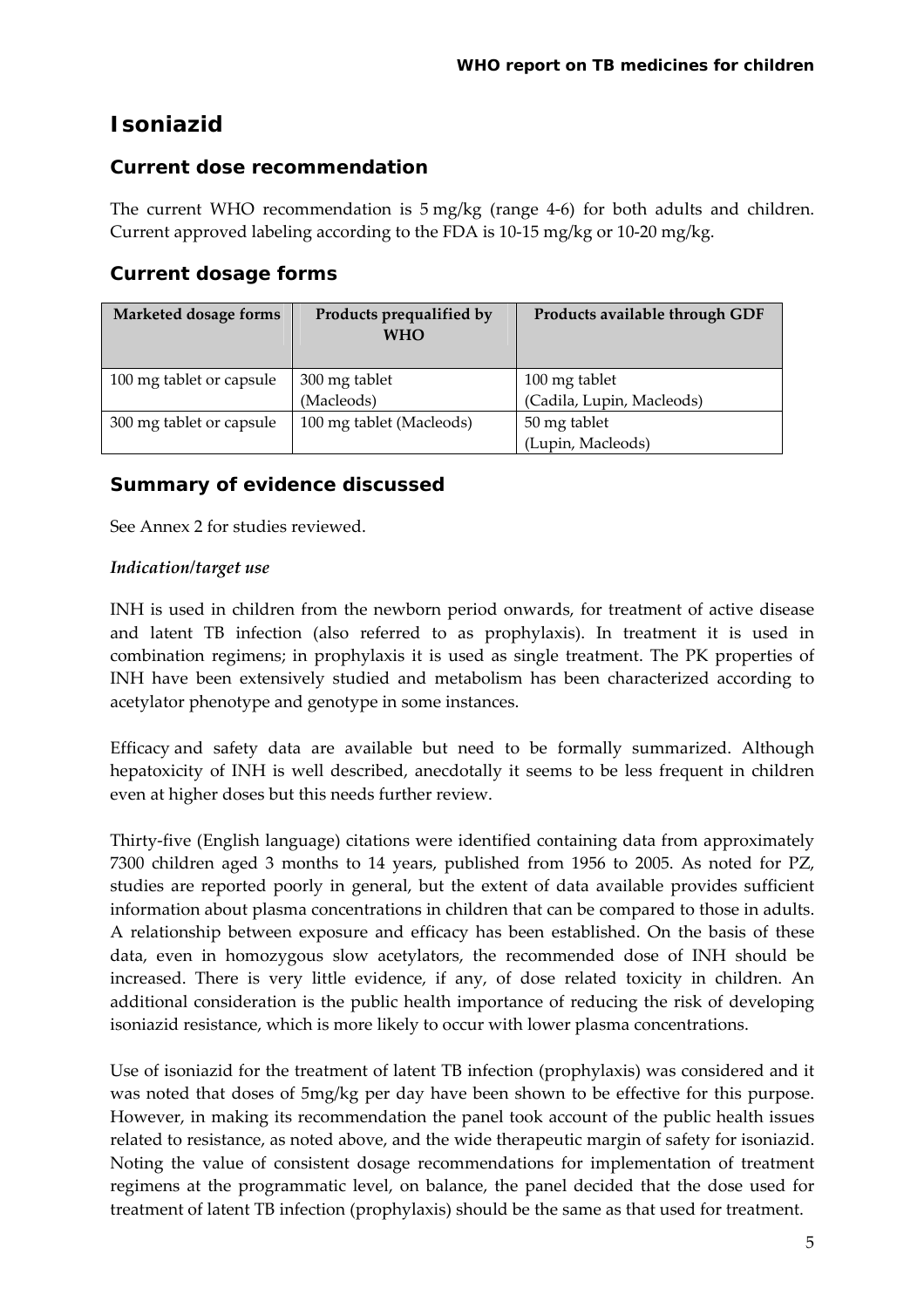# Isoniazid

## Current dose recommendation

The current WHO recommendation is 5 mg/kg (range 4-6) for both adults and children. Current approved labeling according to the FDA is 10-15 mg/kg or 10-20 mg/kg.

## Current dosage forms

| Marketed dosage forms | Products prequalified by WHO | Products available through GDF |
|---|---|---|
| 100 mg tablet or capsule | 300 mg tablet (Macleods) | 100 mg tablet (Cadila, Lupin, Macleods) |
| 300 mg tablet or capsule | 100 mg tablet (Macleods) | 50 mg tablet (Lupin, Macleods) |

## Summary of evidence discussed

See Annex 2 for studies reviewed.

*Indication/target use*

INH is used in children from the newborn period onwards, for treatment of active disease and latent TB infection (also referred to as prophylaxis). In treatment it is used in combination regimens; in prophylaxis it is used as single treatment. The PK properties of INH have been extensively studied and metabolism has been characterized according to acetylator phenotype and genotype in some instances.

Efficacy and safety data are available but need to be formally summarized. Although hepatoxicity of INH is well described, anecdotally it seems to be less frequent in children even at higher doses but this needs further review.

Thirty-five (English language) citations were identified containing data from approximately 7300 children aged 3 months to 14 years, published from 1956 to 2005. As noted for PZ, studies are reported poorly in general, but the extent of data available provides sufficient information about plasma concentrations in children that can be compared to those in adults. A relationship between exposure and efficacy has been established. On the basis of these data, even in homozygous slow acetylators, the recommended dose of INH should be increased. There is very little evidence, if any, of dose related toxicity in children. An additional consideration is the public health importance of reducing the risk of developing isoniazid resistance, which is more likely to occur with lower plasma concentrations.

Use of isoniazid for the treatment of latent TB infection (prophylaxis) was considered and it was noted that doses of 5mg/kg per day have been shown to be effective for this purpose. However, in making its recommendation the panel took account of the public health issues related to resistance, as noted above, and the wide therapeutic margin of safety for isoniazid. Noting the value of consistent dosage recommendations for implementation of treatment regimens at the programmatic level, on balance, the panel decided that the dose used for treatment of latent TB infection (prophylaxis) should be the same as that used for treatment.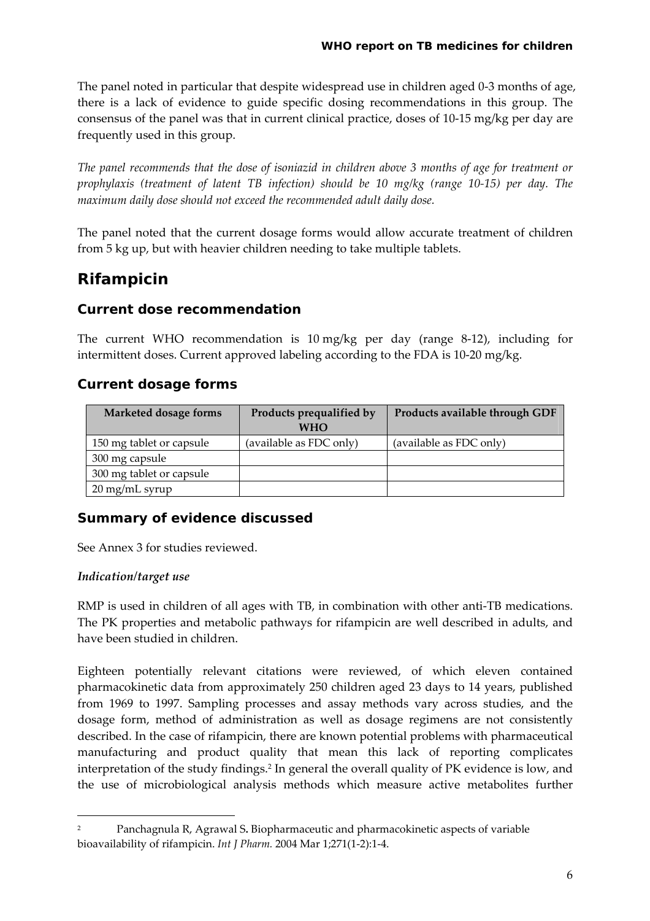The panel noted in particular that despite widespread use in children aged 0-3 months of age, there is a lack of evidence to guide specific dosing recommendations in this group. The consensus of the panel was that in current clinical practice, doses of 10-15 mg/kg per day are frequently used in this group.

*The panel recommends that the dose of isoniazid in children above 3 months of age for treatment or prophylaxis (treatment of latent TB infection) should be 10 mg/kg (range 10-15) per day. The maximum daily dose should not exceed the recommended adult daily dose.*

The panel noted that the current dosage forms would allow accurate treatment of children from 5 kg up, but with heavier children needing to take multiple tablets.

# Rifampicin

## Current dose recommendation

The current WHO recommendation is 10 mg/kg per day (range 8-12), including for intermittent doses. Current approved labeling according to the FDA is 10-20 mg/kg.

## Current dosage forms

| Marketed dosage forms | Products prequalified by WHO | Products available through GDF |
|---|---|---|
| 150 mg tablet or capsule | (available as FDC only) | (available as FDC only) |
| 300 mg capsule | | |
| 300 mg tablet or capsule | | |
| 20 mg/mL syrup | | |

## Summary of evidence discussed

See Annex 3 for studies reviewed.

***Indication/target use***

RMP is used in children of all ages with TB, in combination with other anti-TB medications. The PK properties and metabolic pathways for rifampicin are well described in adults, and have been studied in children.

Eighteen potentially relevant citations were reviewed, of which eleven contained pharmacokinetic data from approximately 250 children aged 23 days to 14 years, published from 1969 to 1997. Sampling processes and assay methods vary across studies, and the dosage form, method of administration as well as dosage regimens are not consistently described. In the case of rifampicin, there are known potential problems with pharmaceutical manufacturing and product quality that mean this lack of reporting complicates interpretation of the study findings.[2] In general the overall quality of PK evidence is low, and the use of microbiological analysis methods which measure active metabolites further

[2] Panchagnula R, Agrawal S**.** Biopharmaceutic and pharmacokinetic aspects of variable bioavailability of rifampicin. *Int J Pharm.* 2004 Mar 1;271(1-2):1-4.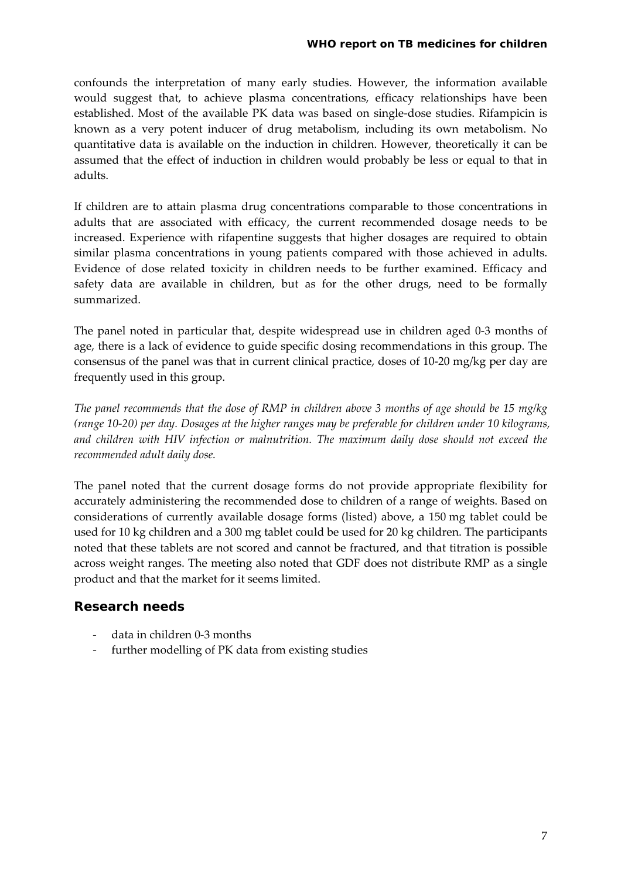confounds the interpretation of many early studies. However, the information available would suggest that, to achieve plasma concentrations, efficacy relationships have been established. Most of the available PK data was based on single-dose studies. Rifampicin is known as a very potent inducer of drug metabolism, including its own metabolism. No quantitative data is available on the induction in children. However, theoretically it can be assumed that the effect of induction in children would probably be less or equal to that in adults.

If children are to attain plasma drug concentrations comparable to those concentrations in adults that are associated with efficacy, the current recommended dosage needs to be increased. Experience with rifapentine suggests that higher dosages are required to obtain similar plasma concentrations in young patients compared with those achieved in adults. Evidence of dose related toxicity in children needs to be further examined. Efficacy and safety data are available in children, but as for the other drugs, need to be formally summarized.

The panel noted in particular that, despite widespread use in children aged 0-3 months of age, there is a lack of evidence to guide specific dosing recommendations in this group. The consensus of the panel was that in current clinical practice, doses of 10-20 mg/kg per day are frequently used in this group.

*The panel recommends that the dose of RMP in children above 3 months of age should be 15 mg/kg (range 10-20) per day. Dosages at the higher ranges may be preferable for children under 10 kilograms, and children with HIV infection or malnutrition. The maximum daily dose should not exceed the recommended adult daily dose.*

The panel noted that the current dosage forms do not provide appropriate flexibility for accurately administering the recommended dose to children of a range of weights. Based on considerations of currently available dosage forms (listed) above, a 150 mg tablet could be used for 10 kg children and a 300 mg tablet could be used for 20 kg children. The participants noted that these tablets are not scored and cannot be fractured, and that titration is possible across weight ranges. The meeting also noted that GDF does not distribute RMP as a single product and that the market for it seems limited.

## Research needs

- data in children 0-3 months
- further modelling of PK data from existing studies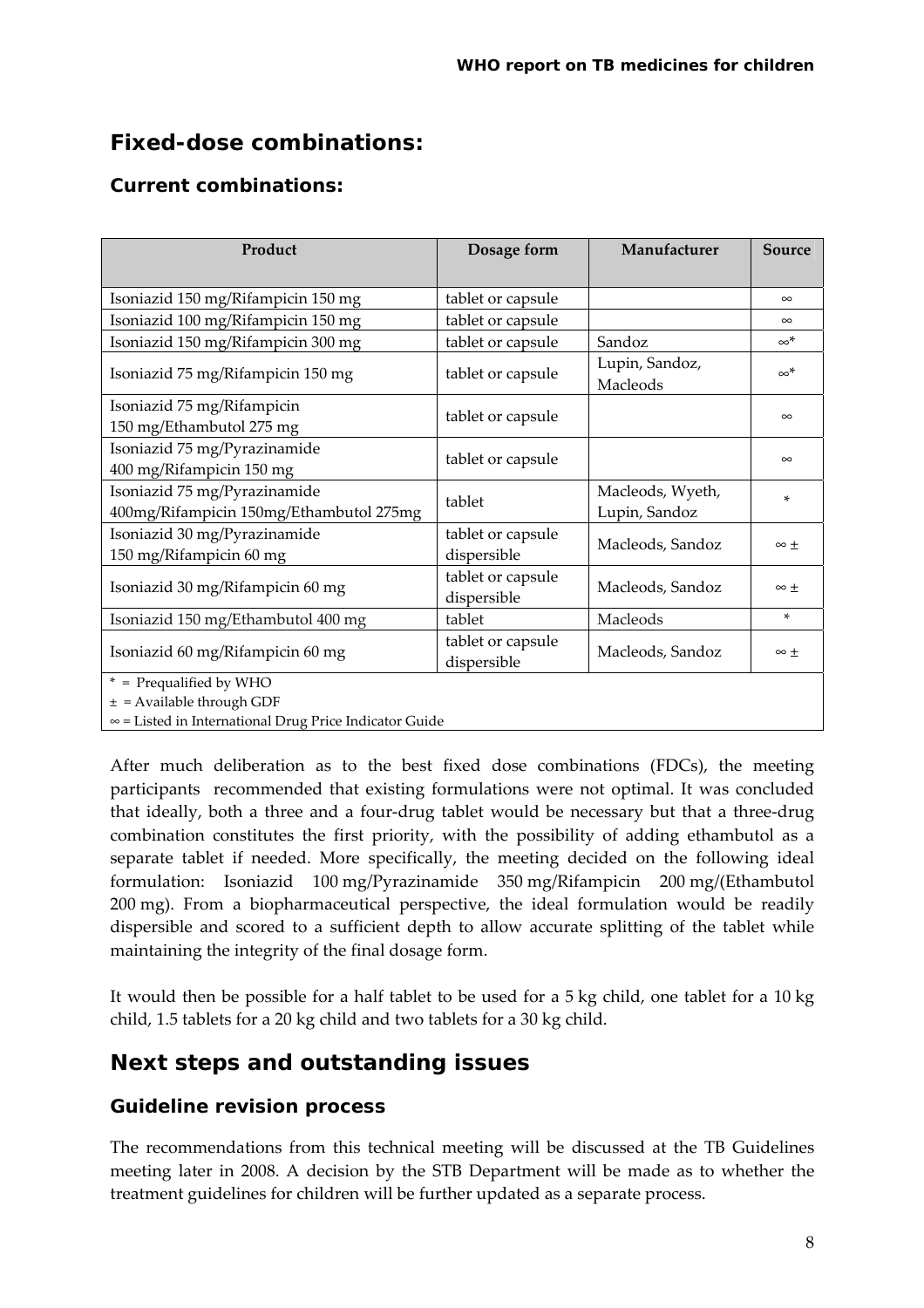## Fixed-dose combinations:

### Current combinations:

| Product | Dosage form | Manufacturer | Source |
|---|---|---|---|
| Isoniazid 150 mg/Rifampicin 150 mg | tablet or capsule | | ∞ |
| Isoniazid 100 mg/Rifampicin 150 mg | tablet or capsule | | ∞ |
| Isoniazid 150 mg/Rifampicin 300 mg | tablet or capsule | Sandoz | ∞* |
| Isoniazid 75 mg/Rifampicin 150 mg | tablet or capsule | Lupin, Sandoz, Macleods | ∞* |
| Isoniazid 75 mg/Rifampicin 150 mg/Ethambutol 275 mg | tablet or capsule | | ∞ |
| Isoniazid 75 mg/Pyrazinamide 400 mg/Rifampicin 150 mg | tablet or capsule | | ∞ |
| Isoniazid 75 mg/Pyrazinamide 400mg/Rifampicin 150mg/Ethambutol 275mg | tablet | Macleods, Wyeth, Lupin, Sandoz | * |
| Isoniazid 30 mg/Pyrazinamide 150 mg/Rifampicin 60 mg | tablet or capsule dispersible | Macleods, Sandoz | ∞ ± |
| Isoniazid 30 mg/Rifampicin 60 mg | tablet or capsule dispersible | Macleods, Sandoz | ∞ ± |
| Isoniazid 150 mg/Ethambutol 400 mg | tablet | Macleods | * |
| Isoniazid 60 mg/Rifampicin 60 mg | tablet or capsule dispersible | Macleods, Sandoz | ∞ ± |

\* = Prequalified by WHO
± = Available through GDF
∞ = Listed in International Drug Price Indicator Guide

After much deliberation as to the best fixed dose combinations (FDCs), the meeting participants recommended that existing formulations were not optimal. It was concluded that ideally, both a three and a four-drug tablet would be necessary but that a three-drug combination constitutes the first priority, with the possibility of adding ethambutol as a separate tablet if needed. More specifically, the meeting decided on the following ideal formulation: Isoniazid 100 mg/Pyrazinamide 350 mg/Rifampicin 200 mg/(Ethambutol 200 mg). From a biopharmaceutical perspective, the ideal formulation would be readily dispersible and scored to a sufficient depth to allow accurate splitting of the tablet while maintaining the integrity of the final dosage form.

It would then be possible for a half tablet to be used for a 5 kg child, one tablet for a 10 kg child, 1.5 tablets for a 20 kg child and two tablets for a 30 kg child.

## Next steps and outstanding issues

### Guideline revision process

The recommendations from this technical meeting will be discussed at the TB Guidelines meeting later in 2008. A decision by the STB Department will be made as to whether the treatment guidelines for children will be further updated as a separate process.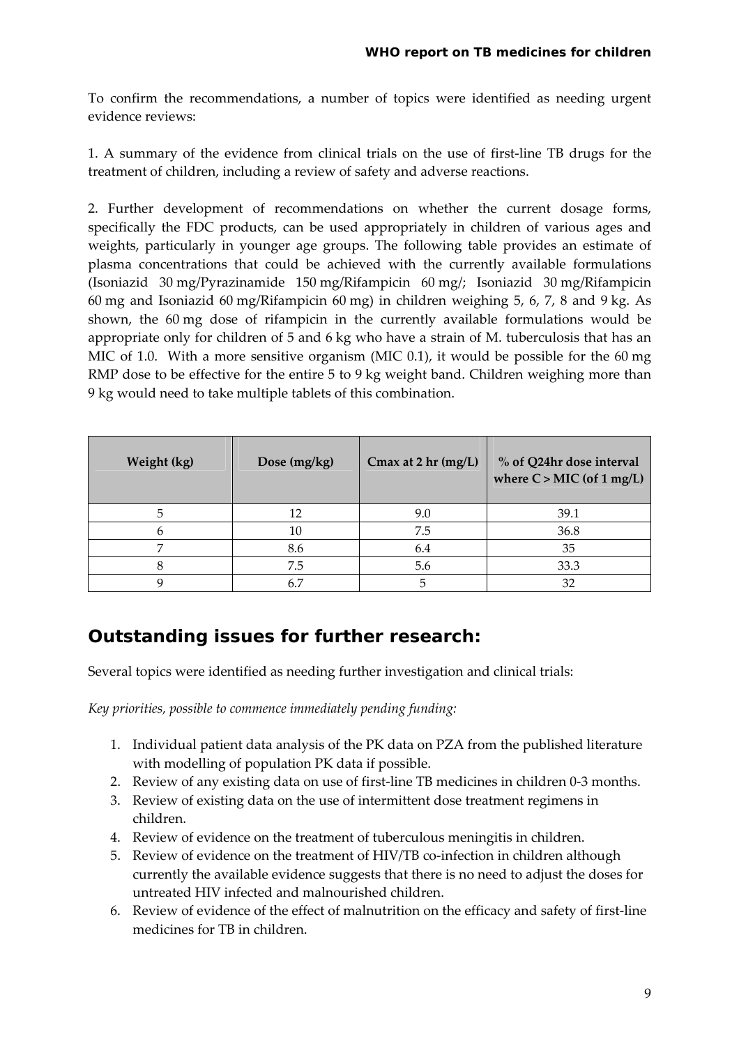To confirm the recommendations, a number of topics were identified as needing urgent evidence reviews:

1. A summary of the evidence from clinical trials on the use of first-line TB drugs for the treatment of children, including a review of safety and adverse reactions.

2. Further development of recommendations on whether the current dosage forms, specifically the FDC products, can be used appropriately in children of various ages and weights, particularly in younger age groups. The following table provides an estimate of plasma concentrations that could be achieved with the currently available formulations (Isoniazid 30 mg/Pyrazinamide 150 mg/Rifampicin 60 mg/; Isoniazid 30 mg/Rifampicin 60 mg and Isoniazid 60 mg/Rifampicin 60 mg) in children weighing 5, 6, 7, 8 and 9 kg. As shown, the 60 mg dose of rifampicin in the currently available formulations would be appropriate only for children of 5 and 6 kg who have a strain of M. tuberculosis that has an MIC of 1.0. With a more sensitive organism (MIC 0.1), it would be possible for the 60 mg RMP dose to be effective for the entire 5 to 9 kg weight band. Children weighing more than 9 kg would need to take multiple tablets of this combination.

| Weight (kg) | Dose (mg/kg) | Cmax at 2 hr (mg/L) | % of Q24hr dose interval where C > MIC (of 1 mg/L) |
|---|---|---|---|
| 5 | 12 | 9.0 | 39.1 |
| 6 | 10 | 7.5 | 36.8 |
| 7 | 8.6 | 6.4 | 35 |
| 8 | 7.5 | 5.6 | 33.3 |
| 9 | 6.7 | 5 | 32 |

## Outstanding issues for further research:

Several topics were identified as needing further investigation and clinical trials:

*Key priorities, possible to commence immediately pending funding:*

1. Individual patient data analysis of the PK data on PZA from the published literature with modelling of population PK data if possible.
2. Review of any existing data on use of first-line TB medicines in children 0-3 months.
3. Review of existing data on the use of intermittent dose treatment regimens in children.
4. Review of evidence on the treatment of tuberculous meningitis in children.
5. Review of evidence on the treatment of HIV/TB co-infection in children although currently the available evidence suggests that there is no need to adjust the doses for untreated HIV infected and malnourished children.
6. Review of evidence of the effect of malnutrition on the efficacy and safety of first-line medicines for TB in children.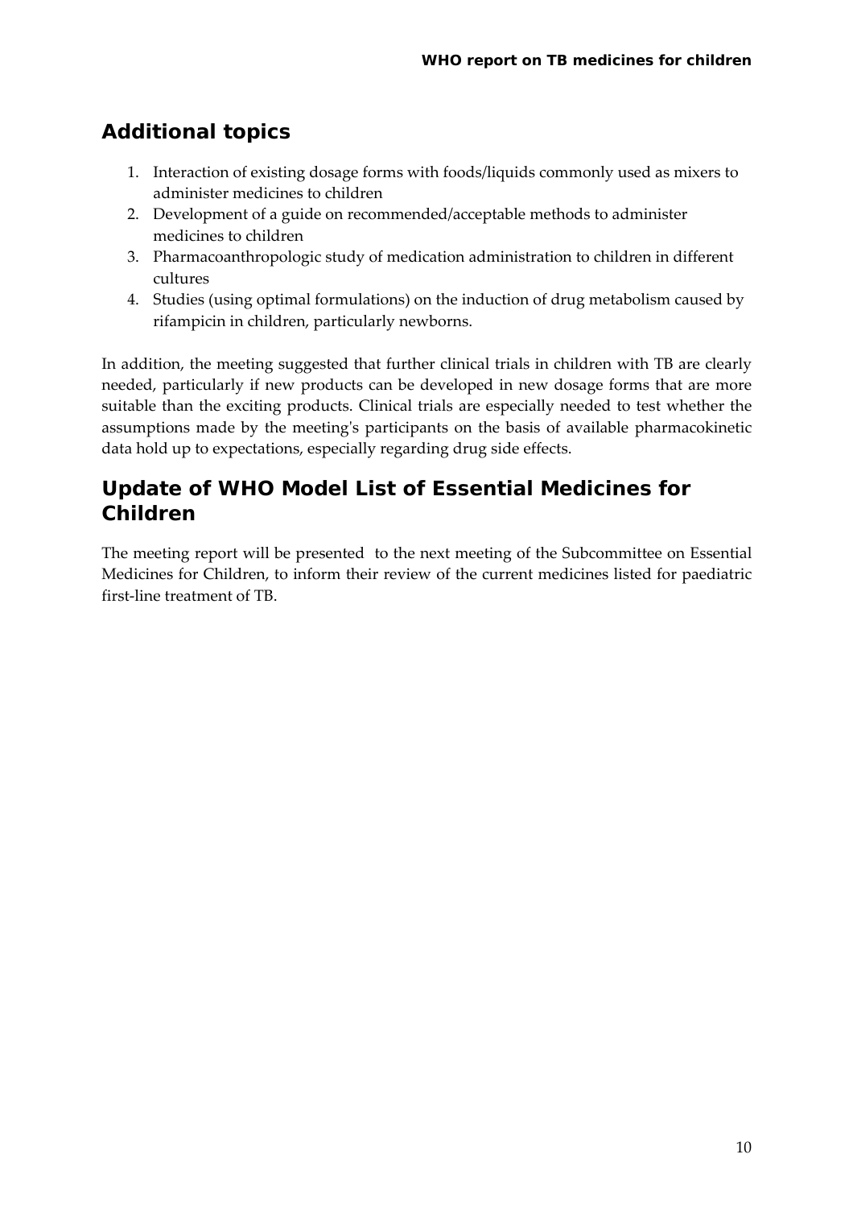## Additional topics

1. Interaction of existing dosage forms with foods/liquids commonly used as mixers to administer medicines to children
2. Development of a guide on recommended/acceptable methods to administer medicines to children
3. Pharmacoanthropologic study of medication administration to children in different cultures
4. Studies (using optimal formulations) on the induction of drug metabolism caused by rifampicin in children, particularly newborns.

In addition, the meeting suggested that further clinical trials in children with TB are clearly needed, particularly if new products can be developed in new dosage forms that are more suitable than the exciting products. Clinical trials are especially needed to test whether the assumptions made by the meeting's participants on the basis of available pharmacokinetic data hold up to expectations, especially regarding drug side effects.

## Update of WHO Model List of Essential Medicines for Children

The meeting report will be presented to the next meeting of the Subcommittee on Essential Medicines for Children, to inform their review of the current medicines listed for paediatric first-line treatment of TB.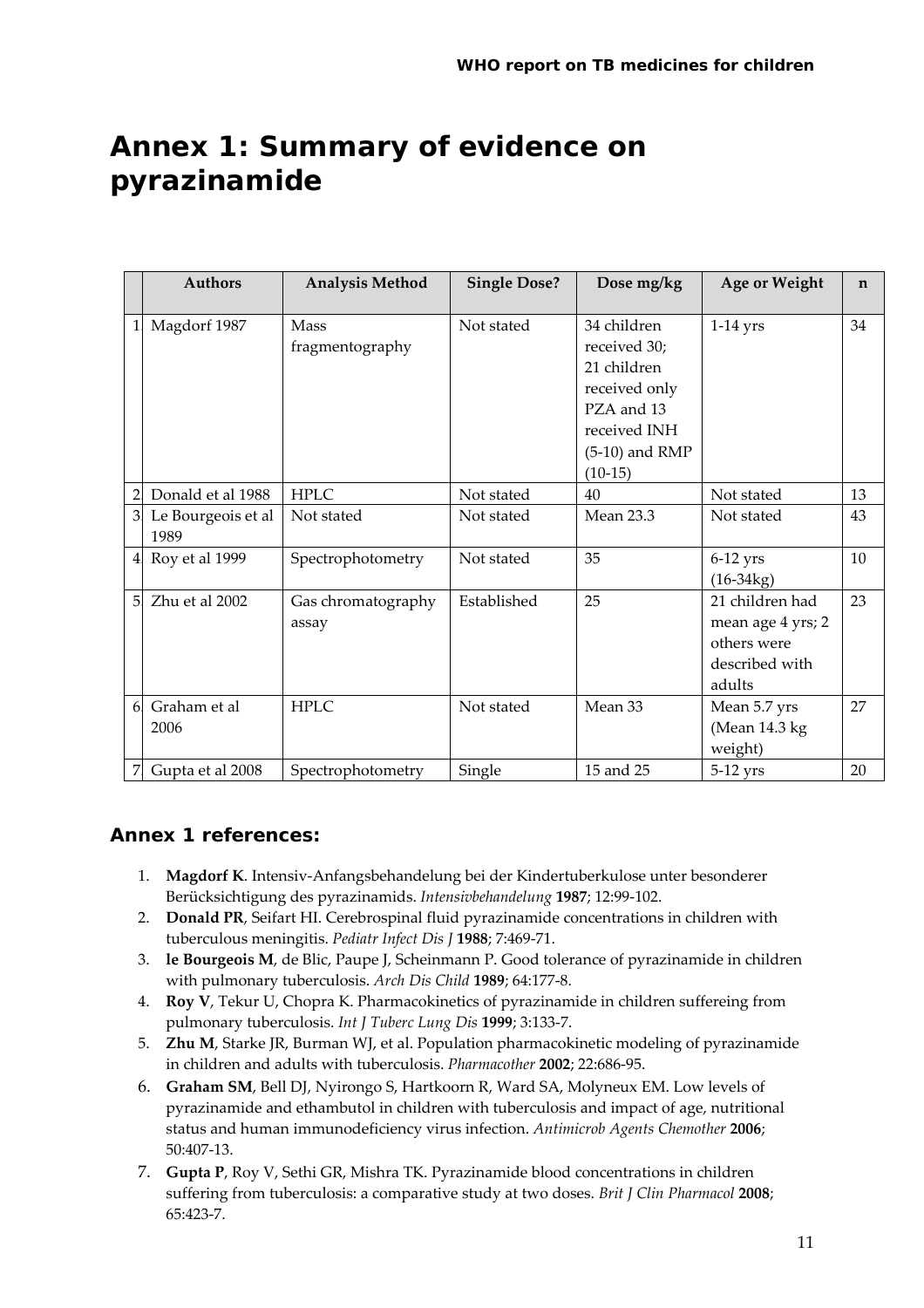# Annex 1: Summary of evidence on pyrazinamide

| | Authors | Analysis Method | Single Dose? | Dose mg/kg | Age or Weight | n |
|---|---|---|---|---|---|---|
| 1 | Magdorf 1987 | Mass fragmentography | Not stated | 34 children received 30; 21 children received only PZA and 13 received INH (5-10) and RMP (10-15) | 1-14 yrs | 34 |
| 2 | Donald et al 1988 | HPLC | Not stated | 40 | Not stated | 13 |
| 3 | Le Bourgeois et al 1989 | Not stated | Not stated | Mean 23.3 | Not stated | 43 |
| 4 | Roy et al 1999 | Spectrophotometry | Not stated | 35 | 6-12 yrs (16-34kg) | 10 |
| 5 | Zhu et al 2002 | Gas chromatography assay | Established | 25 | 21 children had mean age 4 yrs; 2 others were described with adults | 23 |
| 6 | Graham et al 2006 | HPLC | Not stated | Mean 33 | Mean 5.7 yrs (Mean 14.3 kg weight) | 27 |
| 7 | Gupta et al 2008 | Spectrophotometry | Single | 15 and 25 | 5-12 yrs | 20 |

### Annex 1 references:

1. **Magdorf K**. Intensiv-Anfangsbehandelung bei der Kindertuberkulose unter besonderer Berücksichtigung des pyrazinamids. *Intensivbehandelung* **1987**; 12:99-102.
2. **Donald PR**, Seifart HI. Cerebrospinal fluid pyrazinamide concentrations in children with tuberculous meningitis. *Pediatr Infect Dis J* **1988**; 7:469-71.
3. **le Bourgeois M**, de Blic, Paupe J, Scheinmann P. Good tolerance of pyrazinamide in children with pulmonary tuberculosis. *Arch Dis Child* **1989**; 64:177-8.
4. **Roy V**, Tekur U, Chopra K. Pharmacokinetics of pyrazinamide in children suffereing from pulmonary tuberculosis. *Int J Tuberc Lung Dis* **1999**; 3:133-7.
5. **Zhu M**, Starke JR, Burman WJ, et al. Population pharmacokinetic modeling of pyrazinamide in children and adults with tuberculosis. *Pharmacother* **2002**; 22:686-95.
6. **Graham SM**, Bell DJ, Nyirongo S, Hartkoorn R, Ward SA, Molyneux EM. Low levels of pyrazinamide and ethambutol in children with tuberculosis and impact of age, nutritional status and human immunodeficiency virus infection. *Antimicrob Agents Chemother* **2006**; 50:407-13.
7. **Gupta P**, Roy V, Sethi GR, Mishra TK. Pyrazinamide blood concentrations in children suffering from tuberculosis: a comparative study at two doses. *Brit J Clin Pharmacol* **2008**; 65:423-7.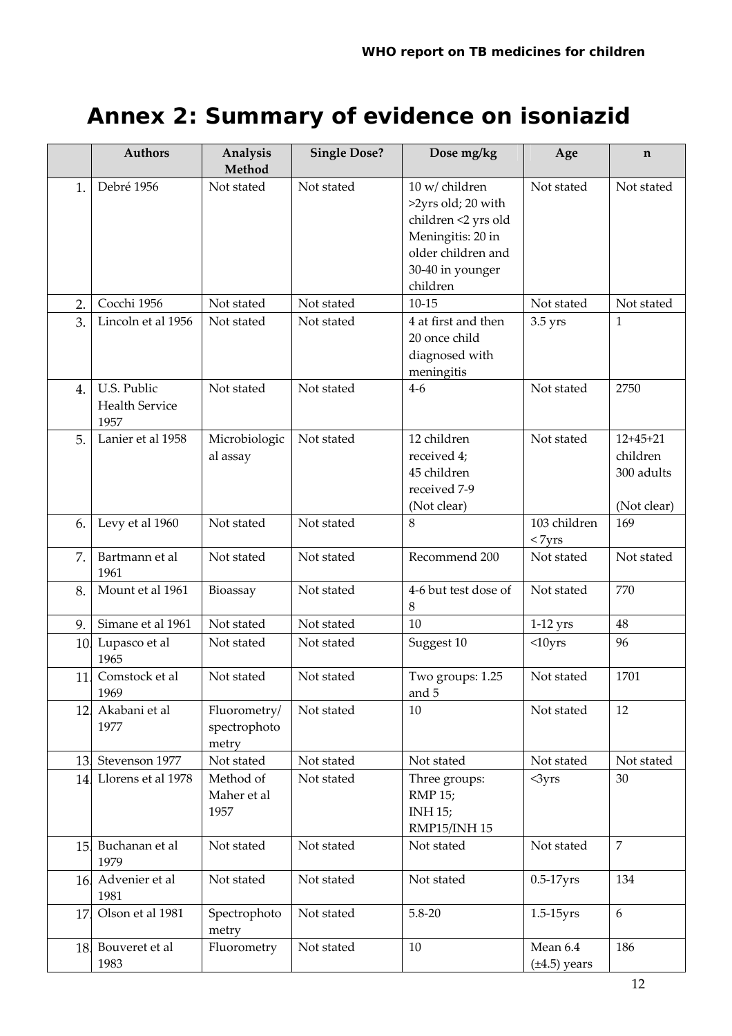# Annex 2: Summary of evidence on isoniazid

| | Authors | Analysis Method | Single Dose? | Dose mg/kg | Age | n |
|---|---|---|---|---|---|---|
| 1. | Debré 1956 | Not stated | Not stated | 10 w/ children >2yrs old; 20 with children <2 yrs old Meningitis: 20 in older children and 30-40 in younger children | Not stated | Not stated |
| 2. | Cocchi 1956 | Not stated | Not stated | 10-15 | Not stated | Not stated |
| 3. | Lincoln et al 1956 | Not stated | Not stated | 4 at first and then 20 once child diagnosed with meningitis | 3.5 yrs | 1 |
| 4. | U.S. Public Health Service 1957 | Not stated | Not stated | 4-6 | Not stated | 2750 |
| 5. | Lanier et al 1958 | Microbiological assay | Not stated | 12 children received 4; 45 children received 7-9 (Not clear) | Not stated | 12+45+21 children 300 adults (Not clear) |
| 6. | Levy et al 1960 | Not stated | Not stated | 8 | 103 children < 7yrs | 169 |
| 7. | Bartmann et al 1961 | Not stated | Not stated | Recommend 200 | Not stated | Not stated |
| 8. | Mount et al 1961 | Bioassay | Not stated | 4-6 but test dose of 8 | Not stated | 770 |
| 9. | Simane et al 1961 | Not stated | Not stated | 10 | 1-12 yrs | 48 |
| 10. | Lupasco et al 1965 | Not stated | Not stated | Suggest 10 | <10yrs | 96 |
| 11. | Comstock et al 1969 | Not stated | Not stated | Two groups: 1.25 and 5 | Not stated | 1701 |
| 12. | Akabani et al 1977 | Fluorometry/ spectrophotometry | Not stated | 10 | Not stated | 12 |
| 13. | Stevenson 1977 | Not stated | Not stated | Not stated | Not stated | Not stated |
| 14. | Llorens et al 1978 | Method of Maher et al 1957 | Not stated | Three groups: RMP 15; INH 15; RMP15/INH 15 | <3yrs | 30 |
| 15. | Buchanan et al 1979 | Not stated | Not stated | Not stated | Not stated | 7 |
| 16. | Advenier et al 1981 | Not stated | Not stated | Not stated | 0.5-17yrs | 134 |
| 17. | Olson et al 1981 | Spectrophotometry | Not stated | 5.8-20 | 1.5-15yrs | 6 |
| 18. | Bouveret et al 1983 | Fluorometry | Not stated | 10 | Mean 6.4 (±4.5) years | 186 |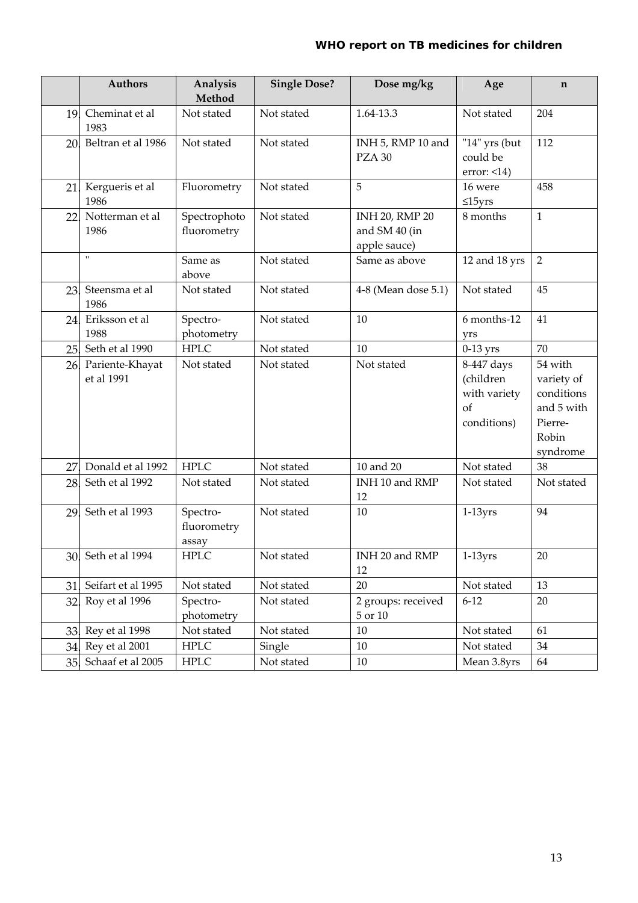| | Authors | Analysis Method | Single Dose? | Dose mg/kg | Age | n |
|---|---|---|---|---|---|---|
| 19. | Cheminat et al 1983 | Not stated | Not stated | 1.64-13.3 | Not stated | 204 |
| 20. | Beltran et al 1986 | Not stated | Not stated | INH 5, RMP 10 and PZA 30 | "14" yrs (but could be error: <14) | 112 |
| 21. | Kergueris et al 1986 | Fluorometry | Not stated | 5 | 16 were ≤15yrs | 458 |
| 22. | Notterman et al 1986 | Spectrophoto fluorometry | Not stated | INH 20, RMP 20 and SM 40 (in apple sauce) | 8 months | 1 |
| | " | Same as above | Not stated | Same as above | 12 and 18 yrs | 2 |
| 23. | Steensma et al 1986 | Not stated | Not stated | 4-8 (Mean dose 5.1) | Not stated | 45 |
| 24. | Eriksson et al 1988 | Spectro-photometry | Not stated | 10 | 6 months-12 yrs | 41 |
| 25. | Seth et al 1990 | HPLC | Not stated | 10 | 0-13 yrs | 70 |
| 26. | Pariente-Khayat et al 1991 | Not stated | Not stated | Not stated | 8-447 days (children with variety of conditions) | 54 with variety of conditions and 5 with Pierre-Robin syndrome |
| 27. | Donald et al 1992 | HPLC | Not stated | 10 and 20 | Not stated | 38 |
| 28. | Seth et al 1992 | Not stated | Not stated | INH 10 and RMP 12 | Not stated | Not stated |
| 29. | Seth et al 1993 | Spectro-fluorometry assay | Not stated | 10 | 1-13yrs | 94 |
| 30. | Seth et al 1994 | HPLC | Not stated | INH 20 and RMP 12 | 1-13yrs | 20 |
| 31. | Seifart et al 1995 | Not stated | Not stated | 20 | Not stated | 13 |
| 32. | Roy et al 1996 | Spectro-photometry | Not stated | 2 groups: received 5 or 10 | 6-12 | 20 |
| 33. | Rey et al 1998 | Not stated | Not stated | 10 | Not stated | 61 |
| 34. | Rey et al 2001 | HPLC | Single | 10 | Not stated | 34 |
| 35. | Schaaf et al 2005 | HPLC | Not stated | 10 | Mean 3.8yrs | 64 |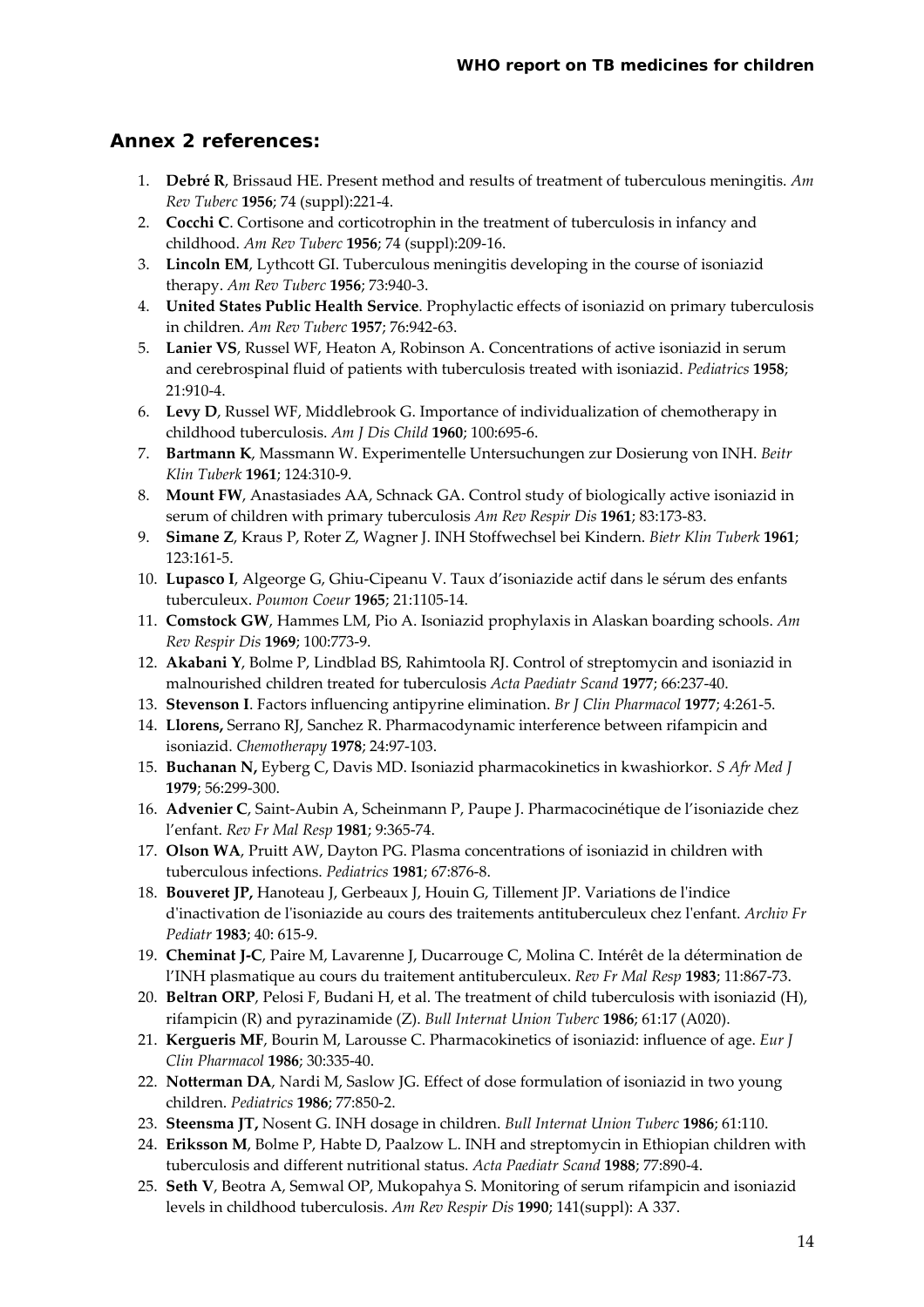## Annex 2 references:

1. **Debré R**, Brissaud HE. Present method and results of treatment of tuberculous meningitis. *Am Rev Tuberc* **1956**; 74 (suppl):221-4.
2. **Cocchi C**. Cortisone and corticotrophin in the treatment of tuberculosis in infancy and childhood. *Am Rev Tuberc* **1956**; 74 (suppl):209-16.
3. **Lincoln EM**, Lythcott GI. Tuberculous meningitis developing in the course of isoniazid therapy. *Am Rev Tuberc* **1956**; 73:940-3.
4. **United States Public Health Service**. Prophylactic effects of isoniazid on primary tuberculosis in children. *Am Rev Tuberc* **1957**; 76:942-63.
5. **Lanier VS**, Russel WF, Heaton A, Robinson A. Concentrations of active isoniazid in serum and cerebrospinal fluid of patients with tuberculosis treated with isoniazid. *Pediatrics* **1958**; 21:910-4.
6. **Levy D**, Russel WF, Middlebrook G. Importance of individualization of chemotherapy in childhood tuberculosis. *Am J Dis Child* **1960**; 100:695-6.
7. **Bartmann K**, Massmann W. Experimentelle Untersuchungen zur Dosierung von INH. *Beitr Klin Tuberk* **1961**; 124:310-9.
8. **Mount FW**, Anastasiades AA, Schnack GA. Control study of biologically active isoniazid in serum of children with primary tuberculosis *Am Rev Respir Dis* **1961**; 83:173-83.
9. **Simane Z**, Kraus P, Roter Z, Wagner J. INH Stoffwechsel bei Kindern. *Bietr Klin Tuberk* **1961**; 123:161-5.
10. **Lupasco I**, Algeorge G, Ghiu-Cipeanu V. Taux d'isoniazide actif dans le sérum des enfants tuberculeux. *Poumon Coeur* **1965**; 21:1105-14.
11. **Comstock GW**, Hammes LM, Pio A. Isoniazid prophylaxis in Alaskan boarding schools. *Am Rev Respir Dis* **1969**; 100:773-9.
12. **Akabani Y**, Bolme P, Lindblad BS, Rahimtoola RJ. Control of streptomycin and isoniazid in malnourished children treated for tuberculosis *Acta Paediatr Scand* **1977**; 66:237-40.
13. **Stevenson I**. Factors influencing antipyrine elimination. *Br J Clin Pharmacol* **1977**; 4:261-5.
14. **Llorens,** Serrano RJ, Sanchez R. Pharmacodynamic interference between rifampicin and isoniazid. *Chemotherapy* **1978**; 24:97-103.
15. **Buchanan N,** Eyberg C, Davis MD. Isoniazid pharmacokinetics in kwashiorkor. *S Afr Med J* **1979**; 56:299-300.
16. **Advenier C**, Saint-Aubin A, Scheinmann P, Paupe J. Pharmacocinétique de l'isoniazide chez l'enfant. *Rev Fr Mal Resp* **1981**; 9:365-74.
17. **Olson WA**, Pruitt AW, Dayton PG. Plasma concentrations of isoniazid in children with tuberculous infections. *Pediatrics* **1981**; 67:876-8.
18. **Bouveret JP,** Hanoteau J, Gerbeaux J, Houin G, Tillement JP. Variations de l'indice d'inactivation de l'isoniazide au cours des traitements antituberculeux chez l'enfant. *Archiv Fr Pediatr* **1983**; 40: 615-9.
19. **Cheminat J-C**, Paire M, Lavarenne J, Ducarrouge C, Molina C. Intérêt de la détermination de l'INH plasmatique au cours du traitement antituberculeux. *Rev Fr Mal Resp* **1983**; 11:867-73.
20. **Beltran ORP**, Pelosi F, Budani H, et al. The treatment of child tuberculosis with isoniazid (H), rifampicin (R) and pyrazinamide (Z). *Bull Internat Union Tuberc* **1986**; 61:17 (A020).
21. **Kergueris MF**, Bourin M, Larousse C. Pharmacokinetics of isoniazid: influence of age. *Eur J Clin Pharmacol* **1986**; 30:335-40.
22. **Notterman DA**, Nardi M, Saslow JG. Effect of dose formulation of isoniazid in two young children. *Pediatrics* **1986**; 77:850-2.
23. **Steensma JT,** Nosent G. INH dosage in children. *Bull Internat Union Tuberc* **1986**; 61:110.
24. **Eriksson M**, Bolme P, Habte D, Paalzow L. INH and streptomycin in Ethiopian children with tuberculosis and different nutritional status. *Acta Paediatr Scand* **1988**; 77:890-4.
25. **Seth V**, Beotra A, Semwal OP, Mukopahya S. Monitoring of serum rifampicin and isoniazid levels in childhood tuberculosis. *Am Rev Respir Dis* **1990**; 141(suppl): A 337.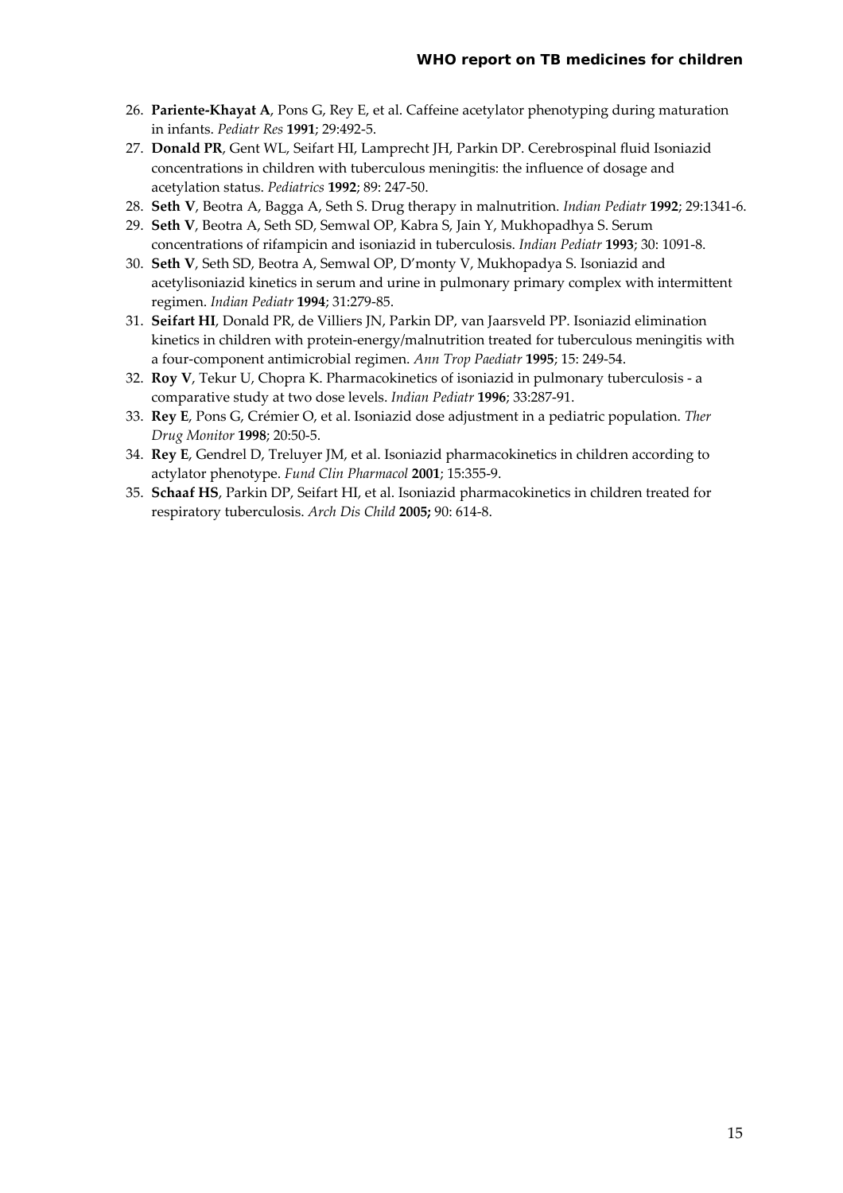26. **Pariente-Khayat A**, Pons G, Rey E, et al. Caffeine acetylator phenotyping during maturation in infants. *Pediatr Res* **1991**; 29:492-5.
27. **Donald PR**, Gent WL, Seifart HI, Lamprecht JH, Parkin DP. Cerebrospinal fluid Isoniazid concentrations in children with tuberculous meningitis: the influence of dosage and acetylation status. *Pediatrics* **1992**; 89: 247-50.
28. **Seth V**, Beotra A, Bagga A, Seth S. Drug therapy in malnutrition. *Indian Pediatr* **1992**; 29:1341-6.
29. **Seth V**, Beotra A, Seth SD, Semwal OP, Kabra S, Jain Y, Mukhopadhya S. Serum concentrations of rifampicin and isoniazid in tuberculosis. *Indian Pediatr* **1993**; 30: 1091-8.
30. **Seth V**, Seth SD, Beotra A, Semwal OP, D'monty V, Mukhopadya S. Isoniazid and acetylisoniazid kinetics in serum and urine in pulmonary primary complex with intermittent regimen. *Indian Pediatr* **1994**; 31:279-85.
31. **Seifart HI**, Donald PR, de Villiers JN, Parkin DP, van Jaarsveld PP. Isoniazid elimination kinetics in children with protein-energy/malnutrition treated for tuberculous meningitis with a four-component antimicrobial regimen. *Ann Trop Paediatr* **1995**; 15: 249-54.
32. **Roy V**, Tekur U, Chopra K. Pharmacokinetics of isoniazid in pulmonary tuberculosis - a comparative study at two dose levels. *Indian Pediatr* **1996**; 33:287-91.
33. **Rey E**, Pons G, Crémier O, et al. Isoniazid dose adjustment in a pediatric population. *Ther Drug Monitor* **1998**; 20:50-5.
34. **Rey E**, Gendrel D, Treluyer JM, et al. Isoniazid pharmacokinetics in children according to actylator phenotype. *Fund Clin Pharmacol* **2001**; 15:355-9.
35. **Schaaf HS**, Parkin DP, Seifart HI, et al. Isoniazid pharmacokinetics in children treated for respiratory tuberculosis. *Arch Dis Child* **2005;** 90: 614-8.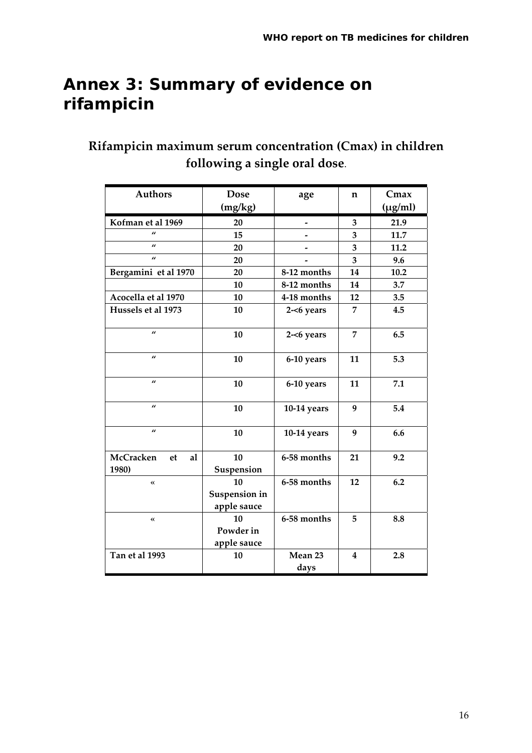# Annex 3: Summary of evidence on rifampicin

## Rifampicin maximum serum concentration (Cmax) in children following a single oral dose.

| Authors | Dose (mg/kg) | age | n | Cmax (μg/ml) |
|---|---|---|---|---|
| Kofman et al 1969 | 20 | - | 3 | 21.9 |
| " | 15 | - | 3 | 11.7 |
| " | 20 | - | 3 | 11.2 |
| " | 20 | - | 3 | 9.6 |
| Bergamini et al 1970 | 20 | 8-12 months | 14 | 10.2 |
| | 10 | 8-12 months | 14 | 3.7 |
| Acocella et al 1970 | 10 | 4-18 months | 12 | 3.5 |
| Hussels et al 1973 | 10 | 2-<6 years | 7 | 4.5 |
| " | 10 | 2-<6 years | 7 | 6.5 |
| " | 10 | 6-10 years | 11 | 5.3 |
| " | 10 | 6-10 years | 11 | 7.1 |
| " | 10 | 10-14 years | 9 | 5.4 |
| " | 10 | 10-14 years | 9 | 6.6 |
| McCracken et al 1980) | 10 Suspension | 6-58 months | 21 | 9.2 |
| « | 10 Suspension in apple sauce | 6-58 months | 12 | 6.2 |
| « | 10 Powder in apple sauce | 6-58 months | 5 | 8.8 |
| Tan et al 1993 | 10 | Mean 23 days | 4 | 2.8 |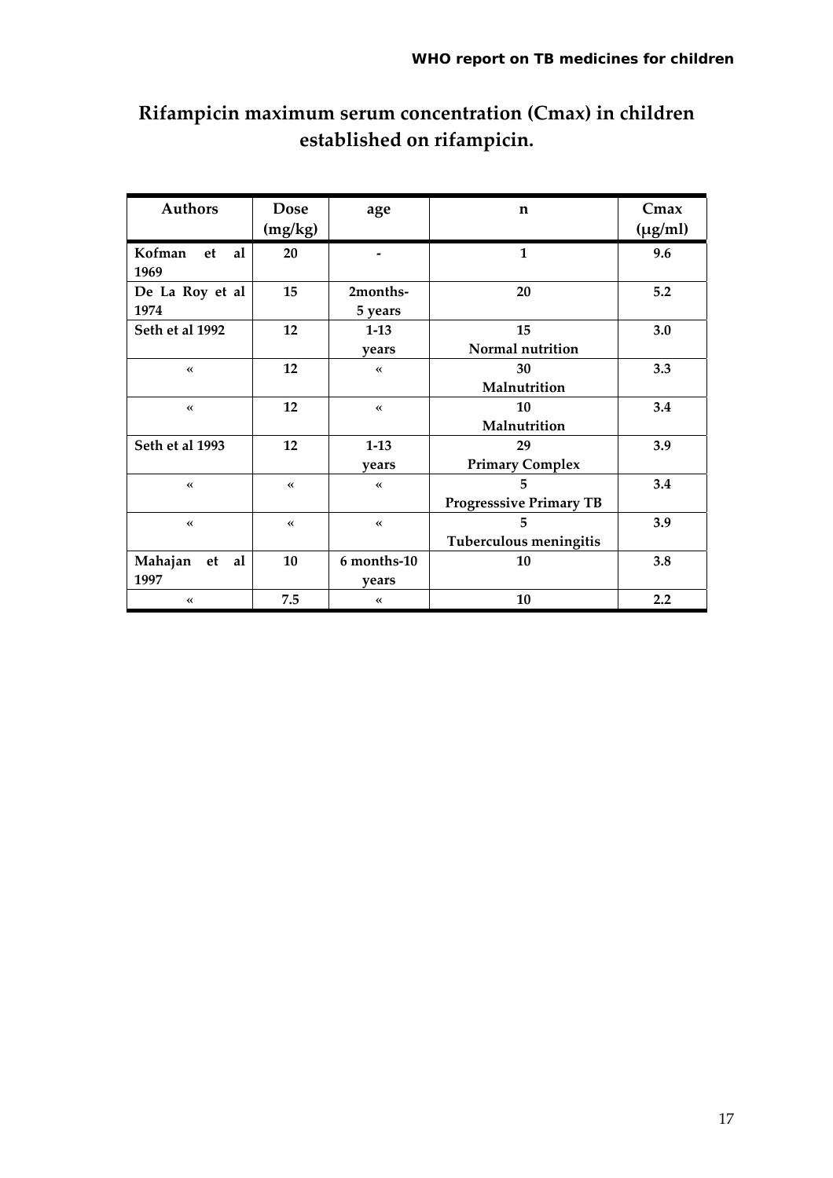## Rifampicin maximum serum concentration (Cmax) in children established on rifampicin.

| Authors | Dose (mg/kg) | age | n | Cmax (μg/ml) |
|---|---|---|---|---|
| Kofman et al 1969 | 20 | - | 1 | 9.6 |
| De La Roy et al 1974 | 15 | 2months-5 years | 20 | 5.2 |
| Seth et al 1992 | 12 | 1-13 years | 15 Normal nutrition | 3.0 |
| « | 12 | « | 30 Malnutrition | 3.3 |
| « | 12 | « | 10 Malnutrition | 3.4 |
| Seth et al 1993 | 12 | 1-13 years | 29 Primary Complex | 3.9 |
| « | « | « | 5 Progresssive Primary TB | 3.4 |
| « | « | « | 5 Tuberculous meningitis | 3.9 |
| Mahajan et al 1997 | 10 | 6 months-10 years | 10 | 3.8 |
| « | 7.5 | « | 10 | 2.2 |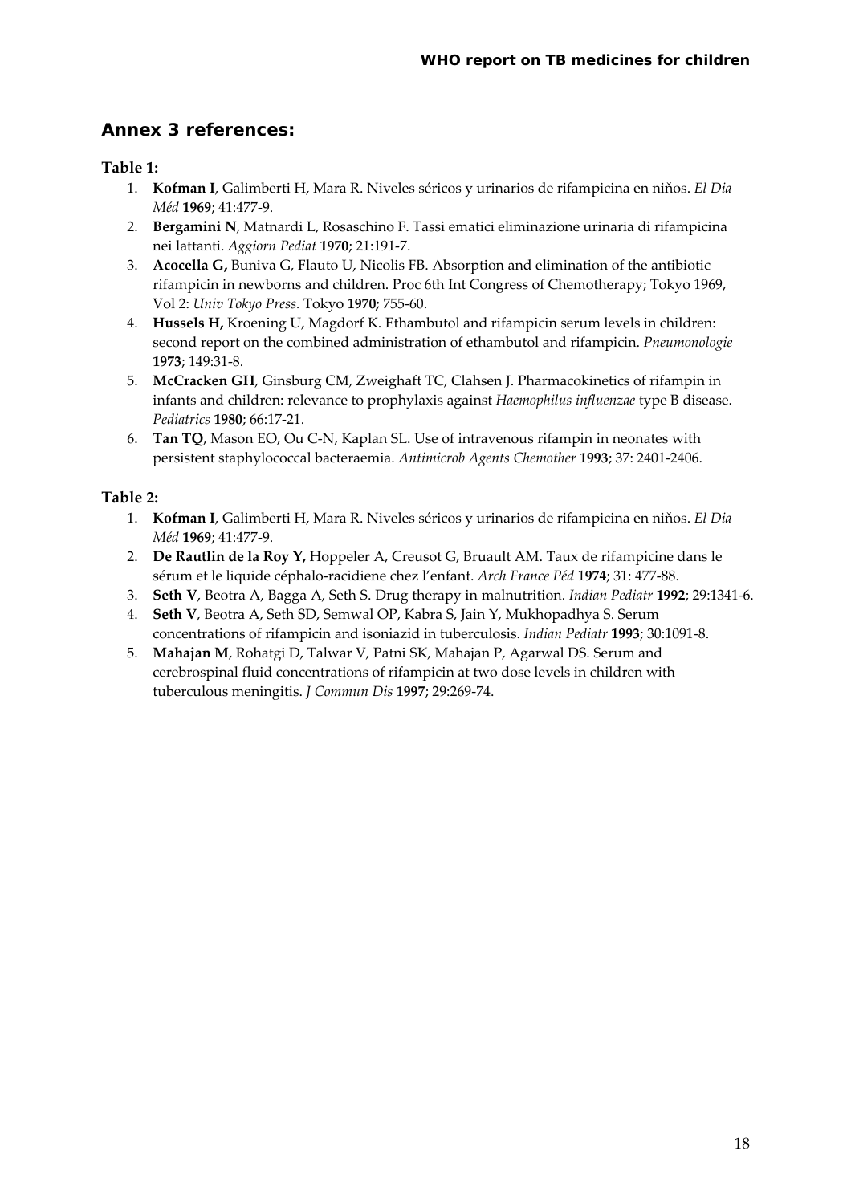## Annex 3 references:

**Table 1:**

1. **Kofman I**, Galimberti H, Mara R. Niveles séricos y urinarios de rifampicina en niňos. *El Dia Méd* **1969**; 41:477-9.
2. **Bergamini N**, Matnardi L, Rosaschino F. Tassi ematici eliminazione urinaria di rifampicina nei lattanti. *Aggiorn Pediat* **1970**; 21:191-7.
3. **Acocella G,** Buniva G, Flauto U, Nicolis FB. Absorption and elimination of the antibiotic rifampicin in newborns and children. Proc 6th Int Congress of Chemotherapy; Tokyo 1969, Vol 2: *Univ Tokyo Press.* Tokyo **1970;** 755-60.
4. **Hussels H,** Kroening U, Magdorf K. Ethambutol and rifampicin serum levels in children: second report on the combined administration of ethambutol and rifampicin. *Pneumonologie* **1973**; 149:31-8.
5. **McCracken GH**, Ginsburg CM, Zweighaft TC, Clahsen J. Pharmacokinetics of rifampin in infants and children: relevance to prophylaxis against *Haemophilus influenzae* type B disease. *Pediatrics* **1980**; 66:17-21.
6. **Tan TQ**, Mason EO, Ou C-N, Kaplan SL. Use of intravenous rifampin in neonates with persistent staphylococcal bacteraemia. *Antimicrob Agents Chemother* **1993**; 37: 2401-2406.

**Table 2:**

1. **Kofman I**, Galimberti H, Mara R. Niveles séricos y urinarios de rifampicina en niňos. *El Dia Méd* **1969**; 41:477-9.
2. **De Rautlin de la Roy Y,** Hoppeler A, Creusot G, Bruault AM. Taux de rifampicine dans le sérum et le liquide céphalo-racidiene chez l'enfant. *Arch France Péd* 1**974**; 31: 477-88.
3. **Seth V**, Beotra A, Bagga A, Seth S. Drug therapy in malnutrition. *Indian Pediatr* **1992**; 29:1341-6.
4. **Seth V**, Beotra A, Seth SD, Semwal OP, Kabra S, Jain Y, Mukhopadhya S. Serum concentrations of rifampicin and isoniazid in tuberculosis. *Indian Pediatr* **1993**; 30:1091-8.
5. **Mahajan M**, Rohatgi D, Talwar V, Patni SK, Mahajan P, Agarwal DS. Serum and cerebrospinal fluid concentrations of rifampicin at two dose levels in children with tuberculous meningitis. *J Commun Dis* **1997**; 29:269-74.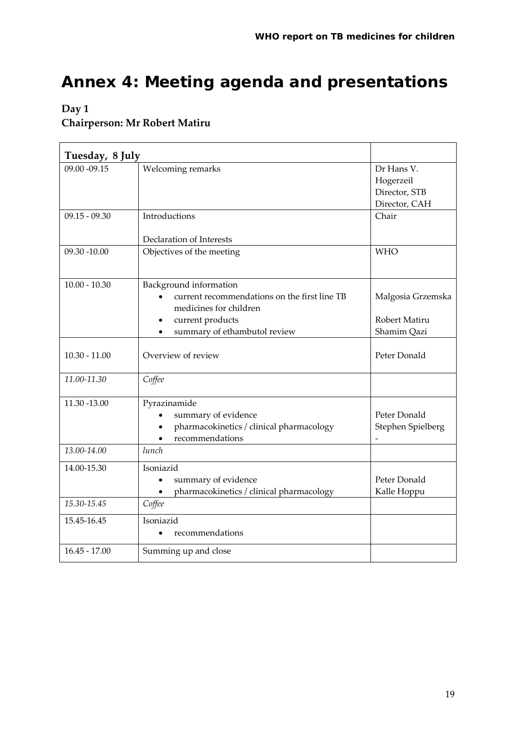# Annex 4: Meeting agenda and presentations

**Day 1**

**Chairperson: Mr Robert Matiru**

| **Tuesday, 8 July** | | |
|---|---|---|
| 09.00 -09.15 | Welcoming remarks | Dr Hans V. Hogerzeil<br>Director, STB<br>Director, CAH |
| 09.15 - 09.30 | Introductions<br><br>Declaration of Interests | Chair |
| 09.30 -10.00 | Objectives of the meeting | WHO |
| 10.00 - 10.30 | Background information<br>• current recommendations on the first line TB medicines for children<br>• current products<br>• summary of ethambutol review | <br>Malgosia Grzemska<br><br>Robert Matiru<br>Shamim Qazi |
| 10.30 - 11.00 | Overview of review | Peter Donald |
| *11.00-11.30* | *Coffee* | |
| 11.30 -13.00 | Pyrazinamide<br>• summary of evidence<br>• pharmacokinetics / clinical pharmacology<br>• recommendations | <br>Peter Donald<br>Stephen Spielberg<br>- |
| *13.00-14.00* | *lunch* | |
| 14.00-15.30 | Isoniazid<br>• summary of evidence<br>• pharmacokinetics / clinical pharmacology | <br>Peter Donald<br>Kalle Hoppu |
| *15.30-15.45* | *Coffee* | |
| 15.45-16.45 | Isoniazid<br>• recommendations | |
| 16.45 - 17.00 | Summing up and close | |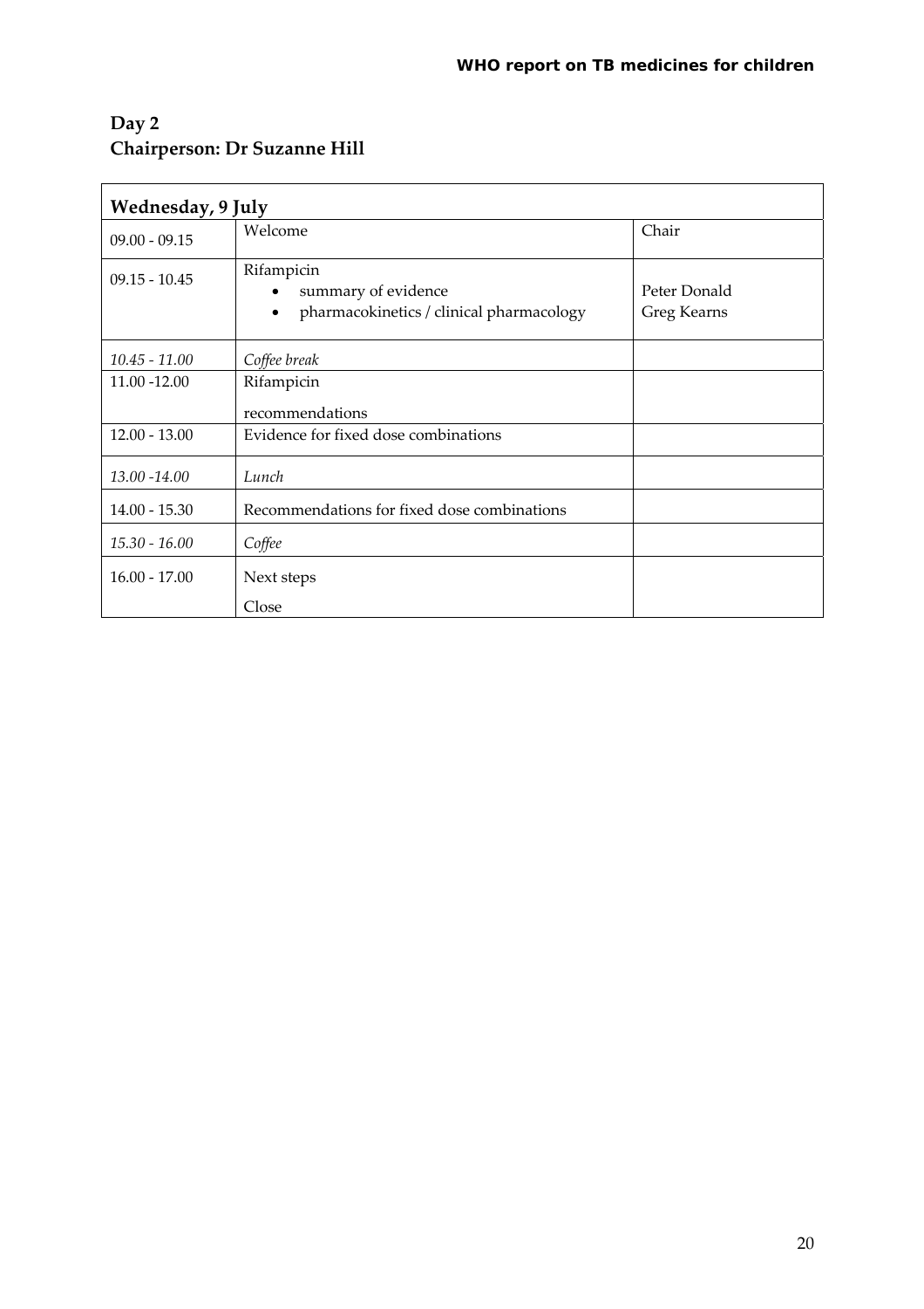## Day 2
## Chairperson: Dr Suzanne Hill

| **Wednesday, 9 July** | | |
|---|---|---|
| 09.00 - 09.15 | Welcome | Chair |
| 09.15 - 10.45 | Rifampicin<br>• summary of evidence<br>• pharmacokinetics / clinical pharmacology | Peter Donald<br>Greg Kearns |
| *10.45 - 11.00* | *Coffee break* | |
| 11.00 -12.00 | Rifampicin<br>recommendations | |
| 12.00 - 13.00 | Evidence for fixed dose combinations | |
| *13.00 -14.00* | *Lunch* | |
| 14.00 - 15.30 | Recommendations for fixed dose combinations | |
| *15.30 - 16.00* | *Coffee* | |
| 16.00 - 17.00 | Next steps<br>Close | |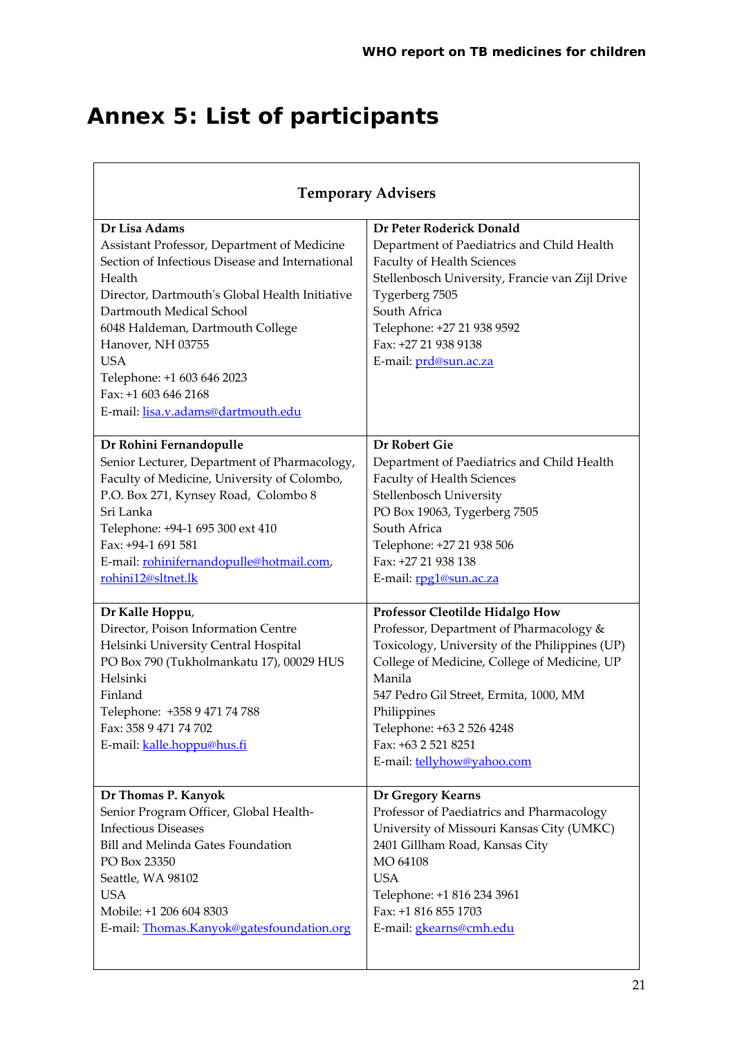# Annex 5: List of participants

| Temporary Advisers | |
|---|---|
| **Dr Lisa Adams**<br>Assistant Professor, Department of Medicine<br>Section of Infectious Disease and International Health<br>Director, Dartmouth's Global Health Initiative<br>Dartmouth Medical School<br>6048 Haldeman, Dartmouth College<br>Hanover, NH 03755<br>USA<br>Telephone: +1 603 646 2023<br>Fax: +1 603 646 2168<br>E-mail: lisa.v.adams@dartmouth.edu | **Dr Peter Roderick Donald**<br>Department of Paediatrics and Child Health<br>Faculty of Health Sciences<br>Stellenbosch University, Francie van Zijl Drive<br>Tygerberg 7505<br>South Africa<br>Telephone: +27 21 938 9592<br>Fax: +27 21 938 9138<br>E-mail: prd@sun.ac.za |
| **Dr Rohini Fernandopulle**<br>Senior Lecturer, Department of Pharmacology,<br>Faculty of Medicine, University of Colombo,<br>P.O. Box 271, Kynsey Road, Colombo 8<br>Sri Lanka<br>Telephone: +94-1 695 300 ext 410<br>Fax: +94-1 691 581<br>E-mail: rohinifernandopulle@hotmail.com, rohini12@sltnet.lk | **Dr Robert Gie**<br>Department of Paediatrics and Child Health<br>Faculty of Health Sciences<br>Stellenbosch University<br>PO Box 19063, Tygerberg 7505<br>South Africa<br>Telephone: +27 21 938 506<br>Fax: +27 21 938 138<br>E-mail: rpg1@sun.ac.za |
| **Dr Kalle Hoppu**,<br>Director, Poison Information Centre<br>Helsinki University Central Hospital<br>PO Box 790 (Tukholmankatu 17), 00029 HUS<br>Helsinki<br>Finland<br>Telephone: +358 9 471 74 788<br>Fax: 358 9 471 74 702<br>E-mail: kalle.hoppu@hus.fi | **Professor Cleotilde Hidalgo How**<br>Professor, Department of Pharmacology & Toxicology, University of the Philippines (UP)<br>College of Medicine, College of Medicine, UP Manila<br>547 Pedro Gil Street, Ermita, 1000, MM<br>Philippines<br>Telephone: +63 2 526 4248<br>Fax: +63 2 521 8251<br>E-mail: tellyhow@yahoo.com |
| **Dr Thomas P. Kanyok**<br>Senior Program Officer, Global Health-Infectious Diseases<br>Bill and Melinda Gates Foundation<br>PO Box 23350<br>Seattle, WA 98102<br>USA<br>Mobile: +1 206 604 8303<br>E-mail: Thomas.Kanyok@gatesfoundation.org | **Dr Gregory Kearns**<br>Professor of Paediatrics and Pharmacology<br>University of Missouri Kansas City (UMKC)<br>2401 Gillham Road, Kansas City<br>MO 64108<br>USA<br>Telephone: +1 816 234 3961<br>Fax: +1 816 855 1703<br>E-mail: gkearns@cmh.edu |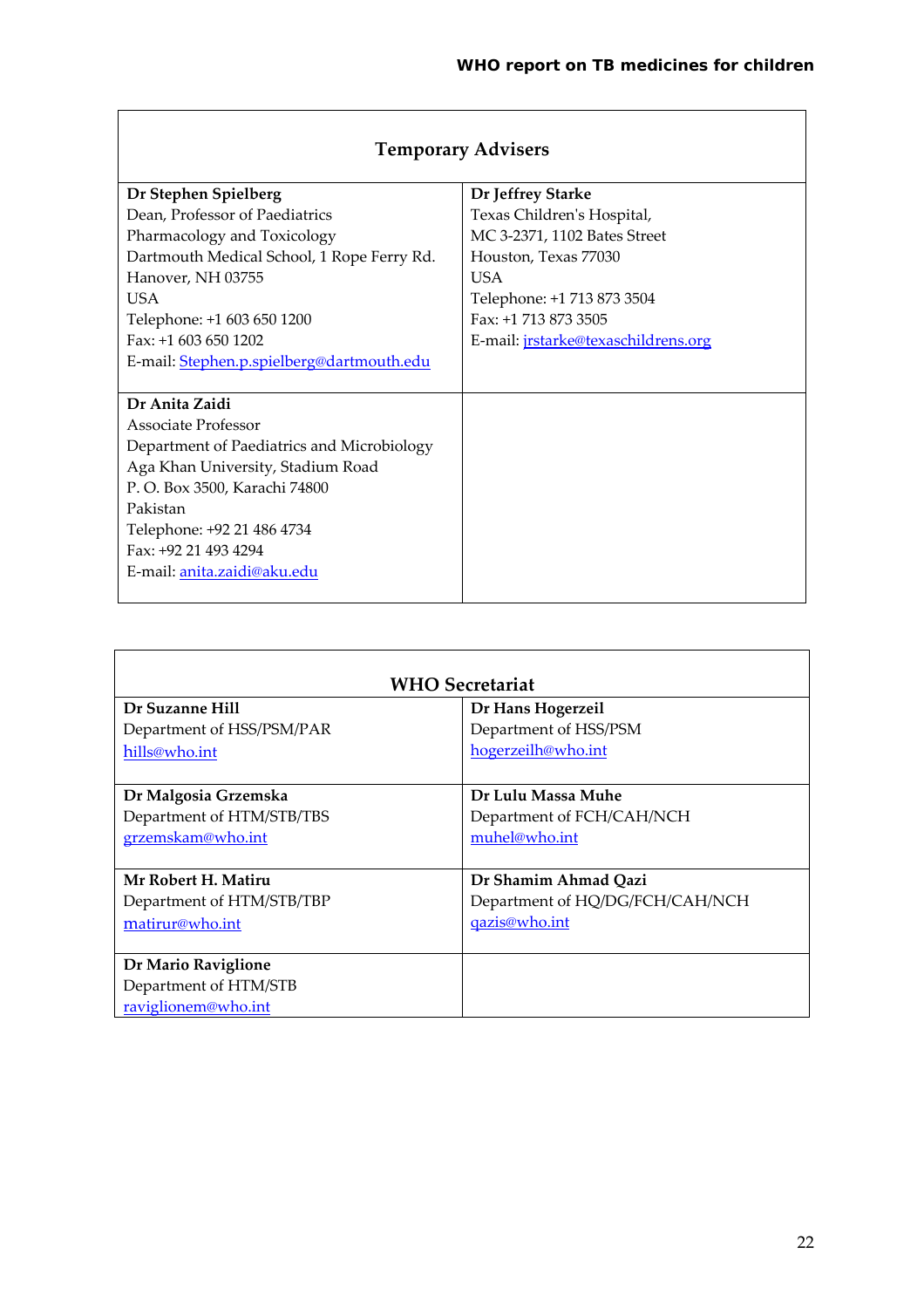## Temporary Advisers

| | |
|---|---|
| **Dr Stephen Spielberg**<br>Dean, Professor of Paediatrics<br>Pharmacology and Toxicology<br>Dartmouth Medical School, 1 Rope Ferry Rd.<br>Hanover, NH 03755<br>USA<br>Telephone: +1 603 650 1200<br>Fax: +1 603 650 1202<br>E-mail: Stephen.p.spielberg@dartmouth.edu | **Dr Jeffrey Starke**<br>Texas Children's Hospital,<br>MC 3-2371, 1102 Bates Street<br>Houston, Texas 77030<br>USA<br>Telephone: +1 713 873 3504<br>Fax: +1 713 873 3505<br>E-mail: jrstarke@texaschildrens.org |
| **Dr Anita Zaidi**<br>Associate Professor<br>Department of Paediatrics and Microbiology<br>Aga Khan University, Stadium Road<br>P. O. Box 3500, Karachi 74800<br>Pakistan<br>Telephone: +92 21 486 4734<br>Fax: +92 21 493 4294<br>E-mail: anita.zaidi@aku.edu | |

## WHO Secretariat

| | |
|---|---|
| **Dr Suzanne Hill**<br>Department of HSS/PSM/PAR<br>hills@who.int | **Dr Hans Hogerzeil**<br>Department of HSS/PSM<br>hogerzeilh@who.int |
| **Dr Malgosia Grzemska**<br>Department of HTM/STB/TBS<br>grzemskam@who.int | **Dr Lulu Massa Muhe**<br>Department of FCH/CAH/NCH<br>muhel@who.int |
| **Mr Robert H. Matiru**<br>Department of HTM/STB/TBP<br>matirur@who.int | **Dr Shamim Ahmad Qazi**<br>Department of HQ/DG/FCH/CAH/NCH<br>qazis@who.int |
| **Dr Mario Raviglione**<br>Department of HTM/STB<br>raviglionem@who.int | |